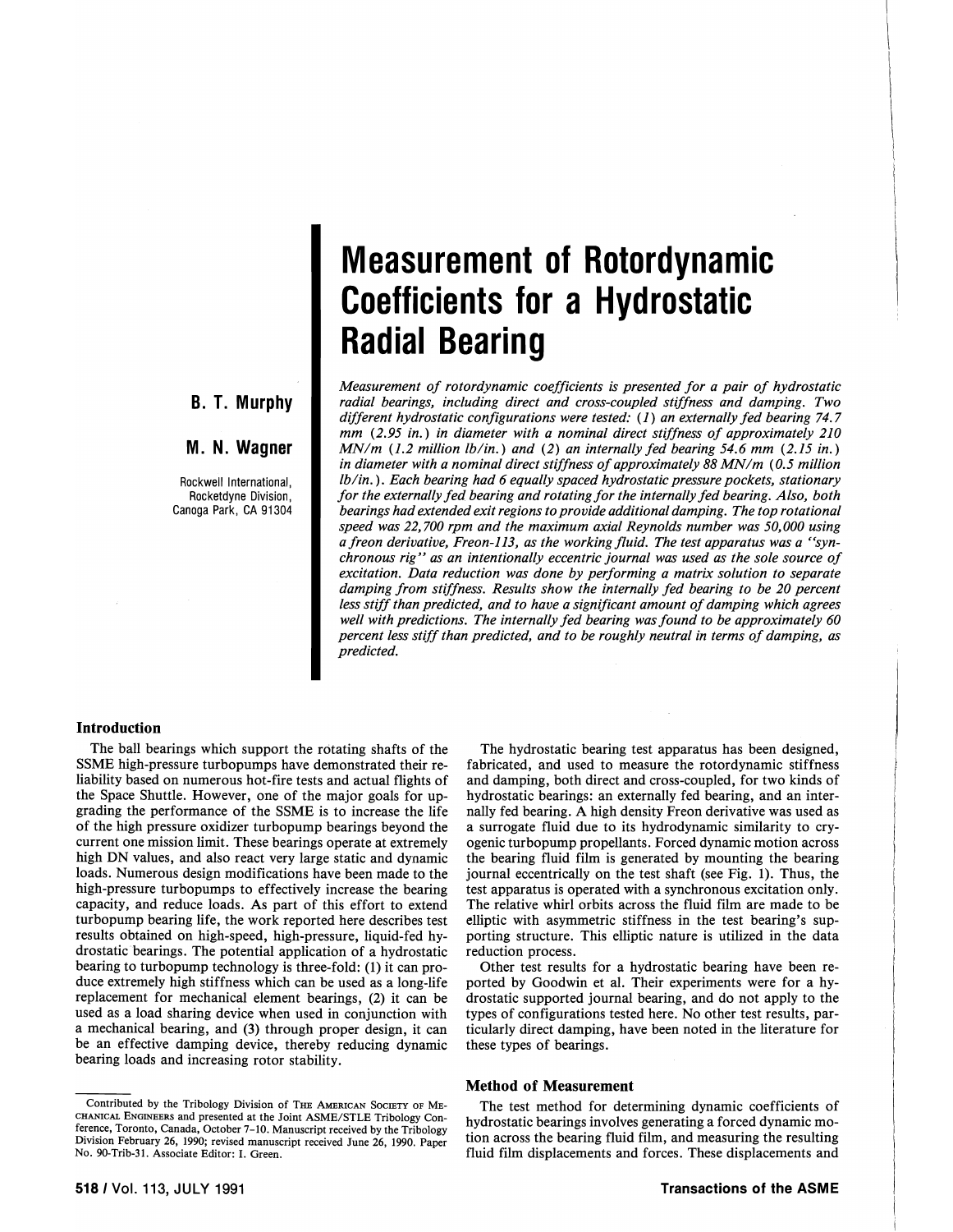# Measurement of Rotordynamic Coefficients for a Hydrostatic Radial Bearing

**B. T. Murphy**

**M. N. Wagner**

Rockwell International,
Rocketdyne Division,
Canoga Park, CA 91304

*Measurement of rotordynamic coefficients is presented for a pair of hydrostatic radial bearings, including direct and cross-coupled stiffness and damping. Two different hydrostatic configurations were tested: (1) an externally fed bearing 74.7 mm (2.95 in.) in diameter with a nominal direct stiffness of approximately 210 MN/m (1.2 million lb/in.) and (2) an internally fed bearing 54.6 mm (2.15 in.) in diameter with a nominal direct stiffness of approximately 88 MN/m (0.5 million lb/in.). Each bearing had 6 equally spaced hydrostatic pressure pockets, stationary for the externally fed bearing and rotating for the internally fed bearing. Also, both bearings had extended exit regions to provide additional damping. The top rotational speed was 22,700 rpm and the maximum axial Reynolds number was 50,000 using a freon derivative, Freon-113, as the working fluid. The test apparatus was a "synchronous rig" as an intentionally eccentric journal was used as the sole source of excitation. Data reduction was done by performing a matrix solution to separate damping from stiffness. Results show the internally fed bearing to be 20 percent less stiff than predicted, and to have a significant amount of damping which agrees well with predictions. The internally fed bearing was found to be approximately 60 percent less stiff than predicted, and to be roughly neutral in terms of damping, as predicted.*

## Introduction

The ball bearings which support the rotating shafts of the SSME high-pressure turbopumps have demonstrated their reliability based on numerous hot-fire tests and actual flights of the Space Shuttle. However, one of the major goals for upgrading the performance of the SSME is to increase the life of the high pressure oxidizer turbopump bearings beyond the current one mission limit. These bearings operate at extremely high DN values, and also react very large static and dynamic loads. Numerous design modifications have been made to the high-pressure turbopumps to effectively increase the bearing capacity, and reduce loads. As part of this effort to extend turbopump bearing life, the work reported here describes test results obtained on high-speed, high-pressure, liquid-fed hydrostatic bearings. The potential application of a hydrostatic bearing to turbopump technology is three-fold: (1) it can produce extremely high stiffness which can be used as a long-life replacement for mechanical element bearings, (2) it can be used as a load sharing device when used in conjunction with a mechanical bearing, and (3) through proper design, it can be an effective damping device, thereby reducing dynamic bearing loads and increasing rotor stability.

The hydrostatic bearing test apparatus has been designed, fabricated, and used to measure the rotordynamic stiffness and damping, both direct and cross-coupled, for two kinds of hydrostatic bearings: an externally fed bearing, and an internally fed bearing. A high density Freon derivative was used as a surrogate fluid due to its hydrodynamic similarity to cryogenic turbopump propellants. Forced dynamic motion across the bearing fluid film is generated by mounting the bearing journal eccentrically on the test shaft (see Fig. 1). Thus, the test apparatus is operated with a synchronous excitation only. The relative whirl orbits across the fluid film are made to be elliptic with asymmetric stiffness in the test bearing's supporting structure. This elliptic nature is utilized in the data reduction process.

Other test results for a hydrostatic bearing have been reported by Goodwin et al. Their experiments were for a hydrostatic supported journal bearing, and do not apply to the types of configurations tested here. No other test results, particularly direct damping, have been noted in the literature for these types of bearings.

## Method of Measurement

The test method for determining dynamic coefficients of hydrostatic bearings involves generating a forced dynamic motion across the bearing fluid film, and measuring the resulting fluid film displacements and forces. These displacements and

Contributed by the Tribology Division of THE AMERICAN SOCIETY OF MECHANICAL ENGINEERS and presented at the Joint ASME/STLE Tribology Conference, Toronto, Canada, October 7–10. Manuscript received by the Tribology Division February 26, 1990; revised manuscript received June 26, 1990. Paper No. 90-Trib-31. Associate Editor: I. Green.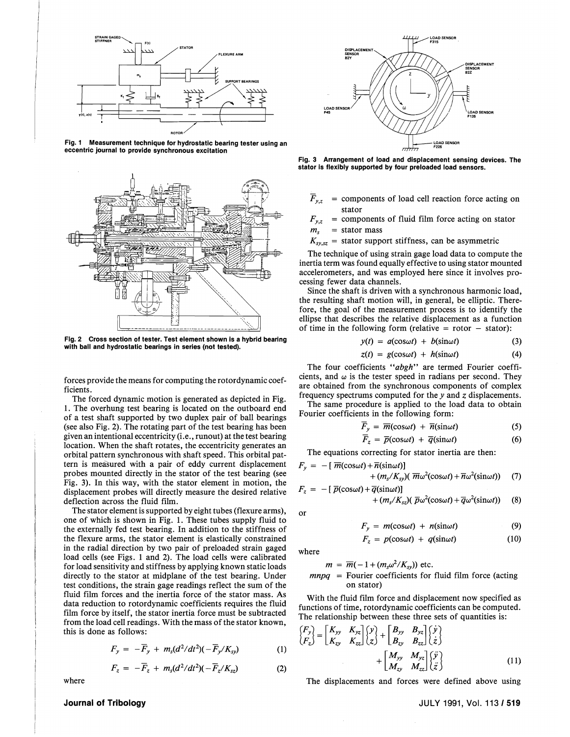Fig. 1 Measurement technique for hydrostatic bearing tester using an eccentric journal to provide synchronous excitation

Fig. 2 Cross section of tester. Test element shown is a hybrid bearing with ball and hydrostatic bearings in series (not tested).

forces provide the means for computing the rotordynamic coefficients.

The forced dynamic motion is generated as depicted in Fig. 1. The overhung test bearing is located on the outboard end of a test shaft supported by two duplex pair of ball bearings (see also Fig. 2). The rotating part of the test bearing has been given an intentional eccentricity (i.e., runout) at the test bearing location. When the shaft rotates, the eccentricity generates an orbital pattern synchronous with shaft speed. This orbital pattern is measured with a pair of eddy current displacement probes mounted directly in the stator of the test bearing (see Fig. 3). In this way, with the stator element in motion, the displacement probes will directly measure the desired relative deflection across the fluid film.

The stator element is supported by eight tubes (flexure arms), one of which is shown in Fig. 1. These tubes supply fluid to the externally fed test bearing. In addition to the stiffness of the flexure arms, the stator element is elastically constrained in the radial direction by two pair of preloaded strain gaged load cells (see Figs. 1 and 2). The load cells were calibrated for load sensitivity and stiffness by applying known static loads directly to the stator at midplane of the test bearing. Under test conditions, the strain gage readings reflect the sum of the fluid film forces and the inertia force of the stator mass. As data reduction to rotordynamic coefficients requires the fluid film force by itself, the stator inertia force must be subtracted from the load cell readings. With the mass of the stator known, this is done as follows:

$$F_y = -\overline{F}_y + m_s(d^2/dt^2)(-\overline{F}_y/K_{sy}) \tag{1}$$

$$F_z = -\overline{F}_z + m_s(d^2/dt^2)(-\overline{F}_z/K_{sz}) \tag{2}$$

where

Fig. 3 Arrangement of load and displacement sensing devices. The stator is flexibly supported by four preloaded load sensors.

$\overline{F}_{y,z}$ = components of load cell reaction force acting on stator
$F_{y,z}$ = components of fluid film force acting on stator
$m_s$ = stator mass
$K_{sy,sz}$ = stator support stiffness, can be asymmetric

The technique of using strain gage load data to compute the inertia term was found equally effective to using stator mounted accelerometers, and was employed here since it involves processing fewer data channels.

Since the shaft is driven with a synchronous harmonic load, the resulting shaft motion will, in general, be elliptic. Therefore, the goal of the measurement process is to identify the ellipse that describes the relative displacement as a function of time in the following form (relative = rotor − stator):

$$y(t) = a(\cos\omega t) + b(\sin\omega t) \tag{3}$$

$$z(t) = g(\cos\omega t) + h(\sin\omega t) \tag{4}$$

The four coefficients "*abgh*" are termed Fourier coefficients, and $\omega$ is the tester speed in radians per second. They are obtained from the synchronous components of complex frequency spectrums computed for the $y$ and $z$ displacements.

The same procedure is applied to the load data to obtain Fourier coefficients in the following form:

$$\overline{F}_y = \overline{m}(\cos\omega t) + \overline{n}(\sin\omega t) \tag{5}$$

$$\overline{F}_z = \overline{p}(\cos\omega t) + \overline{q}(\sin\omega t) \tag{6}$$

The equations correcting for stator inertia are then:

$$F_y = -[\overline{m}(\cos\omega t) + \overline{n}(\sin\omega t)] + (m_s/K_{sy})(\overline{m}\omega^2(\cos\omega t) + \overline{n}\omega^2(\sin\omega t)) \tag{7}$$

$$F_z = -[\overline{p}(\cos\omega t) + \overline{q}(\sin\omega t)] + (m_s/K_{sz})(\overline{p}\omega^2(\cos\omega t) + \overline{q}\omega^2(\sin\omega t)) \tag{8}$$

or

$$F_y = m(\cos\omega t) + n(\sin\omega t) \tag{9}$$

$$F_z = p(\cos\omega t) + q(\sin\omega t) \tag{10}$$

where

$m = \overline{m}(-1 + (m_s\omega^2/K_{sy}))$ etc.
$mnpq$ = Fourier coefficients for fluid film force (acting on stator)

With the fluid film force and displacement now specified as functions of time, rotordynamic coefficients can be computed. The relationship between these three sets of quantities is:

$$\begin{Bmatrix} F_y \\ F_z \end{Bmatrix} = \begin{bmatrix} K_{yy} & K_{yz} \\ K_{zy} & K_{zz} \end{bmatrix} \begin{Bmatrix} y \\ z \end{Bmatrix} + \begin{bmatrix} B_{yy} & B_{yz} \\ B_{zy} & B_{zz} \end{bmatrix} \begin{Bmatrix} \dot{y} \\ \dot{z} \end{Bmatrix} + \begin{bmatrix} M_{yy} & M_{yz} \\ M_{zy} & M_{zz} \end{bmatrix} \begin{Bmatrix} \ddot{y} \\ \ddot{z} \end{Bmatrix} \tag{11}$$

The displacements and forces were defined above using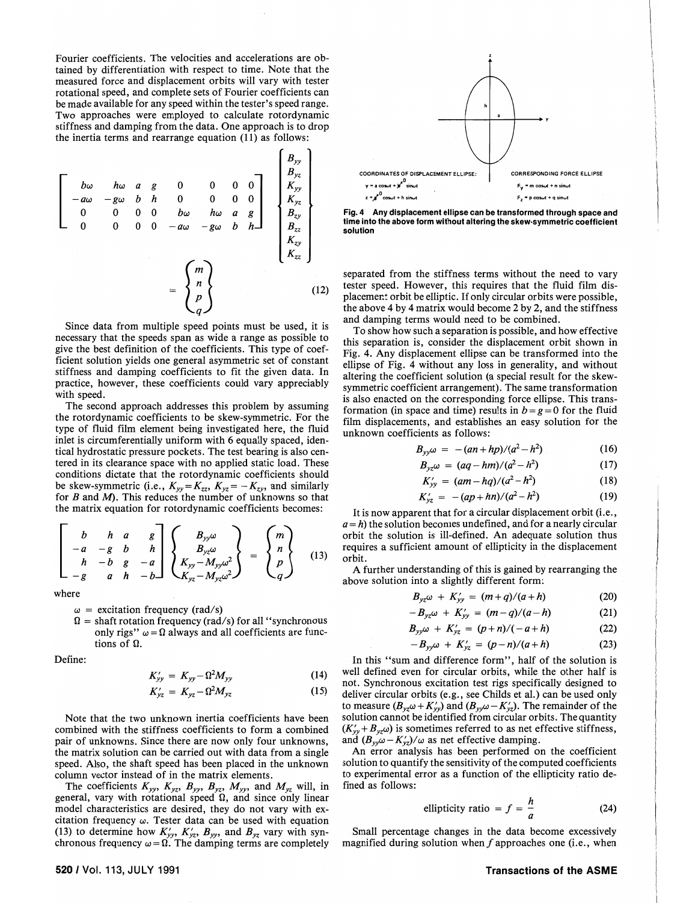Fourier coefficients. The velocities and accelerations are obtained by differentiation with respect to time. Note that the measured force and displacement orbits will vary with tester rotational speed, and complete sets of Fourier coefficients can be made available for any speed within the tester's speed range. Two approaches were employed to calculate rotordynamic stiffness and damping from the data. One approach is to drop the inertia terms and rearrange equation (11) as follows:

$$\begin{bmatrix} b\omega & h\omega & a & g & 0 & 0 & 0 & 0 \\ -a\omega & -g\omega & b & h & 0 & 0 & 0 & 0 \\ 0 & 0 & 0 & 0 & b\omega & h\omega & a & g \\ 0 & 0 & 0 & 0 & -a\omega & -g\omega & b & h \end{bmatrix} \begin{Bmatrix} B_{yy} \\ B_{yz} \\ K_{yy} \\ K_{yz} \\ B_{zy} \\ B_{zz} \\ K_{zy} \\ K_{zz} \end{Bmatrix} = \begin{Bmatrix} m \\ n \\ p \\ q \end{Bmatrix} \tag{12}$$

Since data from multiple speed points must be used, it is necessary that the speeds span as wide a range as possible to give the best definition of the coefficients. This type of coefficient solution yields one general asymmetric set of constant stiffness and damping coefficients to fit the given data. In practice, however, these coefficients could vary appreciably with speed.

The second approach addresses this problem by assuming the rotordynamic coefficients to be skew-symmetric. For the type of fluid film element being investigated here, the fluid inlet is circumferentially uniform with 6 equally spaced, identical hydrostatic pressure pockets. The test bearing is also centered in its clearance space with no applied static load. These conditions dictate that the rotordynamic coefficients should be skew-symmetric (i.e., $K_{yy}=K_{zz}$, $K_{yz}=-K_{zy}$, and similarly for $B$ and $M$). This reduces the number of unknowns so that the matrix equation for rotordynamic coefficients becomes:

$$\begin{bmatrix} b & h & a & g \\ -a & -g & b & h \\ h & -b & g & -a \\ -g & a & h & -b \end{bmatrix} \begin{Bmatrix} B_{yy}\omega \\ B_{yz}\omega \\ K_{yy}-M_{yy}\omega^2 \\ K_{yz}-M_{yz}\omega^2 \end{Bmatrix} = \begin{Bmatrix} m \\ n \\ p \\ q \end{Bmatrix} \tag{13}$$

where

$\omega$ = excitation frequency (rad/s)

$\Omega$ = shaft rotation frequency (rad/s) for all "synchronous only rigs" $\omega=\Omega$ always and all coefficients are functions of $\Omega$.

Define:

$$K'_{yy} = K_{yy}-\Omega^2 M_{yy} \tag{14}$$

$$K'_{yz} = K_{yz}-\Omega^2 M_{yz} \tag{15}$$

Note that the two unknown inertia coefficients have been combined with the stiffness coefficients to form a combined pair of unknowns. Since there are now only four unknowns, the matrix solution can be carried out with data from a single speed. Also, the shaft speed has been placed in the unknown column vector instead of in the matrix elements.

The coefficients $K_{yy}$, $K_{yz}$, $B_{yy}$, $B_{yz}$, $M_{yy}$, and $M_{yz}$ will, in general, vary with rotational speed $\Omega$, and since only linear model characteristics are desired, they do not vary with excitation frequency $\omega$. Tester data can be used with equation (13) to determine how $K'_{yy}$, $K'_{yz}$, $B_{yy}$, and $B_{yz}$ vary with synchronous frequency $\omega=\Omega$. The damping terms are completely separated from the stiffness terms without the need to vary tester speed. However, this requires that the fluid film displacement orbit be elliptic. If only circular orbits were possible, the above 4 by 4 matrix would become 2 by 2, and the stiffness and damping terms would need to be combined.

COORDINATES OF DISPLACEMENT ELLIPSE:

$y = a\cos\omega t + \not{g}^{0}\sin\omega t$

$z = \not{b}^{0}\cos\omega t + h\sin\omega t$

CORRESPONDING FORCE ELLIPSE

$F_y = m\cos\omega t + n\sin\omega t$

$F_z = p\cos\omega t + q\sin\omega t$

Fig. 4 Any displacement ellipse can be transformed through space and time into the above form without altering the skew-symmetric coefficient solution

To show how such a separation is possible, and how effective this separation is, consider the displacement orbit shown in Fig. 4. Any displacement ellipse can be transformed into the ellipse of Fig. 4 without any loss in generality, and without altering the coefficient solution (a special result for the skew-symmetric coefficient arrangement). The same transformation is also enacted on the corresponding force ellipse. This transformation (in space and time) results in $b=g=0$ for the fluid film displacements, and establishes an easy solution for the unknown coefficients as follows:

$$B_{yy}\omega = -(an+hp)/(a^2-h^2) \tag{16}$$

$$B_{yz}\omega = (aq-hm)/(a^2-h^2) \tag{17}$$

$$K'_{yy} = (am-hq)/(a^2-h^2) \tag{18}$$

$$K'_{yz} = -(ap+hn)/(a^2-h^2) \tag{19}$$

It is now apparent that for a circular displacement orbit (i.e., $a=h$) the solution becomes undefined, and for a nearly circular orbit the solution is ill-defined. An adequate solution thus requires a sufficient amount of ellipticity in the displacement orbit.

A further understanding of this is gained by rearranging the above solution into a slightly different form:

$$B_{yz}\omega + K'_{yy} = (m+q)/(a+h) \tag{20}$$

$$-B_{yz}\omega + K'_{yy} = (m-q)/(a-h) \tag{21}$$

$$B_{yy}\omega + K'_{yz} = (p+n)/(-a+h) \tag{22}$$

$$-B_{yy}\omega + K'_{yz} = (p-n)/(a+h) \tag{23}$$

In this "sum and difference form", half of the solution is well defined even for circular orbits, while the other half is not. Synchronous excitation test rigs specifically designed to deliver circular orbits (e.g., see Childs et al.) can be used only to measure $(B_{yz}\omega+K'_{yy})$ and $(B_{yy}\omega-K'_{yz})$. The remainder of the solution cannot be identified from circular orbits. The quantity $(K'_{yy}+B_{yz}\omega)$ is sometimes referred to as net effective stiffness, and $(B_{yy}\omega-K'_{yz})/\omega$ as net effective damping.

An error analysis has been performed on the coefficient solution to quantify the sensitivity of the computed coefficients to experimental error as a function of the ellipticity ratio defined as follows:

$$\text{ellipticity ratio} = f = \frac{h}{a} \tag{24}$$

Small percentage changes in the data become excessively magnified during solution when $f$ approaches one (i.e., when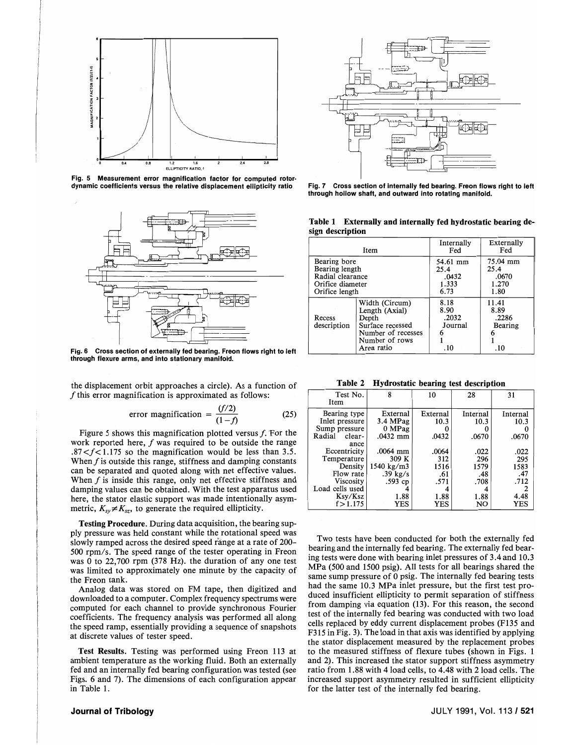MAGNIFICATION FACTOR (f/2)/(1-f)

ELLIPTICITY RATIO, f

0 0.4 0.8 1.2 1.6 2 2.4 2.8

0 1 2 3 4 5 6

Fig. 5 Measurement error magnification factor for computed rotordynamic coefficients versus the relative displacement ellipticity ratio

Fig. 6 Cross section of externally fed bearing. Freon flows right to left through flexure arms, and into stationary manifold.

the displacement orbit approaches a circle). As a function of $f$ this error magnification is approximated as follows:

$$\text{error magnification} = \frac{(f/2)}{(1-f)} \tag{25}$$

Figure 5 shows this magnification plotted versus $f$. For the work reported here, $f$ was required to be outside the range $.87 < f < 1.175$ so the magnification would be less than 3.5. When $f$ is outside this range, stiffness and damping constants can be separated and quoted along with net effective values. When $f$ is inside this range, only net effective stiffness and damping values can be obtained. With the test apparatus used here, the stator elastic support was made intentionally asymmetric, $K_{sy} \neq K_{sz}$, to generate the required ellipticity.

**Testing Procedure.** During data acquisition, the bearing supply pressure was held constant while the rotational speed was slowly ramped across the desired speed range at a rate of 200–500 rpm/s. The speed range of the tester operating in Freon was 0 to 22,700 rpm (378 Hz). the duration of any one test was limited to approximately one minute by the capacity of the Freon tank.

Analog data was stored on FM tape, then digitized and downloaded to a computer. Complex frequency spectrums were computed for each channel to provide synchronous Fourier coefficients. The frequency analysis was performed all along the speed ramp, essentially providing a sequence of snapshots at discrete values of tester speed.

**Test Results.** Testing was performed using Freon 113 at ambient temperature as the working fluid. Both an externally fed and an internally fed bearing configuration was tested (see Figs. 6 and 7). The dimensions of each configuration appear in Table 1.

Fig. 7 Cross section of internally fed bearing. Freon flows right to left through hollow shaft, and outward into rotating manifold.

**Table 1 Externally and internally fed hydrostatic bearing design description**

| Item | | Internally Fed | Externally Fed |
|---|---|---|---|
| Bearing bore | | 54.61 mm | 75.04 mm |
| Bearing length | | 25.4 | 25.4 |
| Radial clearance | | .0432 | .0670 |
| Orifice diameter | | 1.333 | 1.270 |
| Orifice length | | 6.73 | 1.80 |
| Recess description | Width (Circum) | 8.18 | 11.41 |
| | Length (Axial) | 8.90 | 8.89 |
| | Depth | .2032 | .2286 |
| | Surface recessed | Journal | Bearing |
| | Number of recesses | 6 | 6 |
| | Number of rows | 1 | 1 |
| | Area ratio | .10 | .10 |

**Table 2 Hydrostatic bearing test description**

| Test No. Item | 8 | 10 | 28 | 31 |
|---|---|---|---|---|
| Bearing type | External | External | Internal | Internal |
| Inlet pressure | 3.4 MPag | 10.3 | 10.3 | 10.3 |
| Sump pressure | 0 MPag | 0 | 0 | 0 |
| Radial clearance | .0432 mm | .0432 | .0670 | .0670 |
| Eccentricity | .0064 mm | .0064 | .022 | .022 |
| Temperature | 309 K | 312 | 296 | 295 |
| Density | 1540 kg/m3 | 1516 | 1579 | 1583 |
| Flow rate | .39 kg/s | .61 | .48 | .47 |
| Viscosity | .593 cp | .571 | .708 | .712 |
| Load cells used | 4 | 4 | 4 | 2 |
| Ksy/Ksz | 1.88 | 1.88 | 1.88 | 4.48 |
| f>1.175 | YES | YES | NO | YES |

Two tests have been conducted for both the externally fed bearing and the internally fed bearing. The externally fed bearing tests were done with bearing inlet pressures of 3.4 and 10.3 MPa (500 and 1500 psig). All tests for all bearings shared the same sump pressure of 0 psig. The internally fed bearing tests had the same 10.3 MPa inlet pressure, but the first test produced insufficient ellipticity to permit separation of stiffness from damping via equation (13). For this reason, the second test of the internally fed bearing was conducted with two load cells replaced by eddy current displacement probes (F135 and F315 in Fig. 3). The load in that axis was identified by applying the stator displacement measured by the replacement probes to the measured stiffness of flexure tubes (shown in Figs. 1 and 2). This increased the stator support stiffness asymmetry ratio from 1.88 with 4 load cells, to 4.48 with 2 load cells. The increased support asymmetry resulted in sufficient ellipticity for the latter test of the internally fed bearing.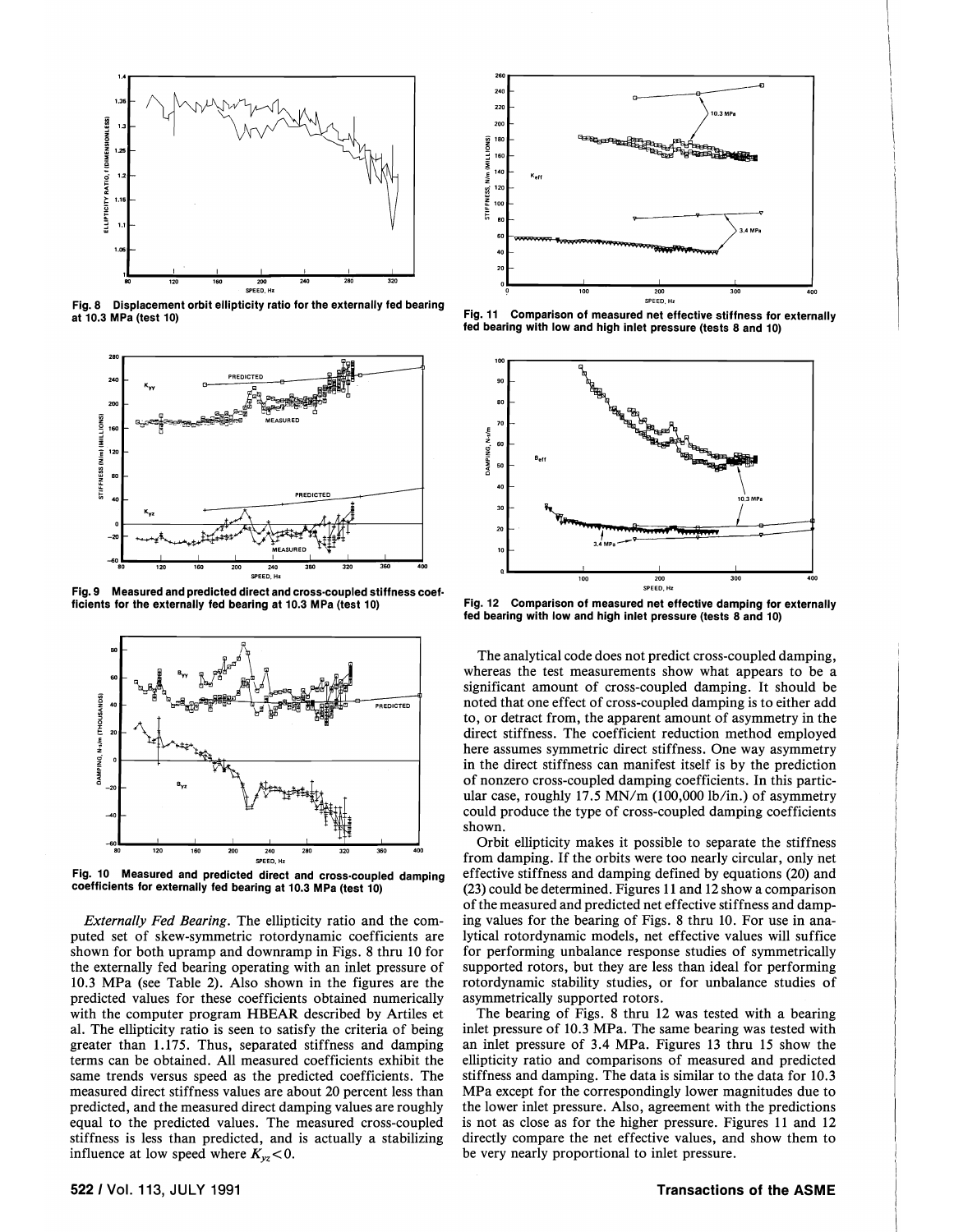ELLIPTICITY RATIO, Γ (DIMENSIONLESS)

SPEED, Hz

Fig. 8 Displacement orbit ellipticity ratio for the externally fed bearing at 10.3 MPa (test 10)

$K_{yy}$

PREDICTED

MEASURED

$K_{yz}$

PREDICTED

MEASURED

STIFFNESS (N/m) (MILLIONS)

SPEED, Hz

Fig. 9 Measured and predicted direct and cross-coupled stiffness coefficients for the externally fed bearing at 10.3 MPa (test 10)

$B_{yy}$

PREDICTED

$B_{yz}$

DAMPING, N-s/m (THOUSANDS)

SPEED, Hz

Fig. 10 Measured and predicted direct and cross-coupled damping coefficients for externally fed bearing at 10.3 MPa (test 10)

*Externally Fed Bearing.* The ellipticity ratio and the computed set of skew-symmetric rotordynamic coefficients are shown for both upramp and downramp in Figs. 8 thru 10 for the externally fed bearing operating with an inlet pressure of 10.3 MPa (see Table 2). Also shown in the figures are the predicted values for these coefficients obtained numerically with the computer program HBEAR described by Artiles et al. The ellipticity ratio is seen to satisfy the criteria of being greater than 1.175. Thus, separated stiffness and damping terms can be obtained. All measured coefficients exhibit the same trends versus speed as the predicted coefficients. The measured direct stiffness values are about 20 percent less than predicted, and the measured direct damping values are roughly equal to the predicted values. The measured cross-coupled stiffness is less than predicted, and is actually a stabilizing influence at low speed where $K_{yz} < 0$.

STIFFNESS, N/m (MILLIONS)

$K_{eff}$

10.3 MPa

3.4 MPa

SPEED, Hz

Fig. 11 Comparison of measured net effective stiffness for externally fed bearing with low and high inlet pressure (tests 8 and 10)

DAMPING, N-s/m

$B_{eff}$

10.3 MPa

3.4 MPa

SPEED, Hz

Fig. 12 Comparison of measured net effective damping for externally fed bearing with low and high inlet pressure (tests 8 and 10)

The analytical code does not predict cross-coupled damping, whereas the test measurements show what appears to be a significant amount of cross-coupled damping. It should be noted that one effect of cross-coupled damping is to either add to, or detract from, the apparent amount of asymmetry in the direct stiffness. The coefficient reduction method employed here assumes symmetric direct stiffness. One way asymmetry in the direct stiffness can manifest itself is by the prediction of nonzero cross-coupled damping coefficients. In this particular case, roughly 17.5 MN/m (100,000 lb/in.) of asymmetry could produce the type of cross-coupled damping coefficients shown.

Orbit ellipticity makes it possible to separate the stiffness from damping. If the orbits were too nearly circular, only net effective stiffness and damping defined by equations (20) and (23) could be determined. Figures 11 and 12 show a comparison of the measured and predicted net effective stiffness and damping values for the bearing of Figs. 8 thru 10. For use in analytical rotordynamic models, net effective values will suffice for performing unbalance response studies of symmetrically supported rotors, but they are less than ideal for performing rotordynamic stability studies, or for unbalance studies of asymmetrically supported rotors.

The bearing of Figs. 8 thru 12 was tested with a bearing inlet pressure of 10.3 MPa. The same bearing was tested with an inlet pressure of 3.4 MPa. Figures 13 thru 15 show the ellipticity ratio and comparisons of measured and predicted stiffness and damping. The data is similar to the data for 10.3 MPa except for the correspondingly lower magnitudes due to the lower inlet pressure. Also, agreement with the predictions is not as close as for the higher pressure. Figures 11 and 12 directly compare the net effective values, and show them to be very nearly proportional to inlet pressure.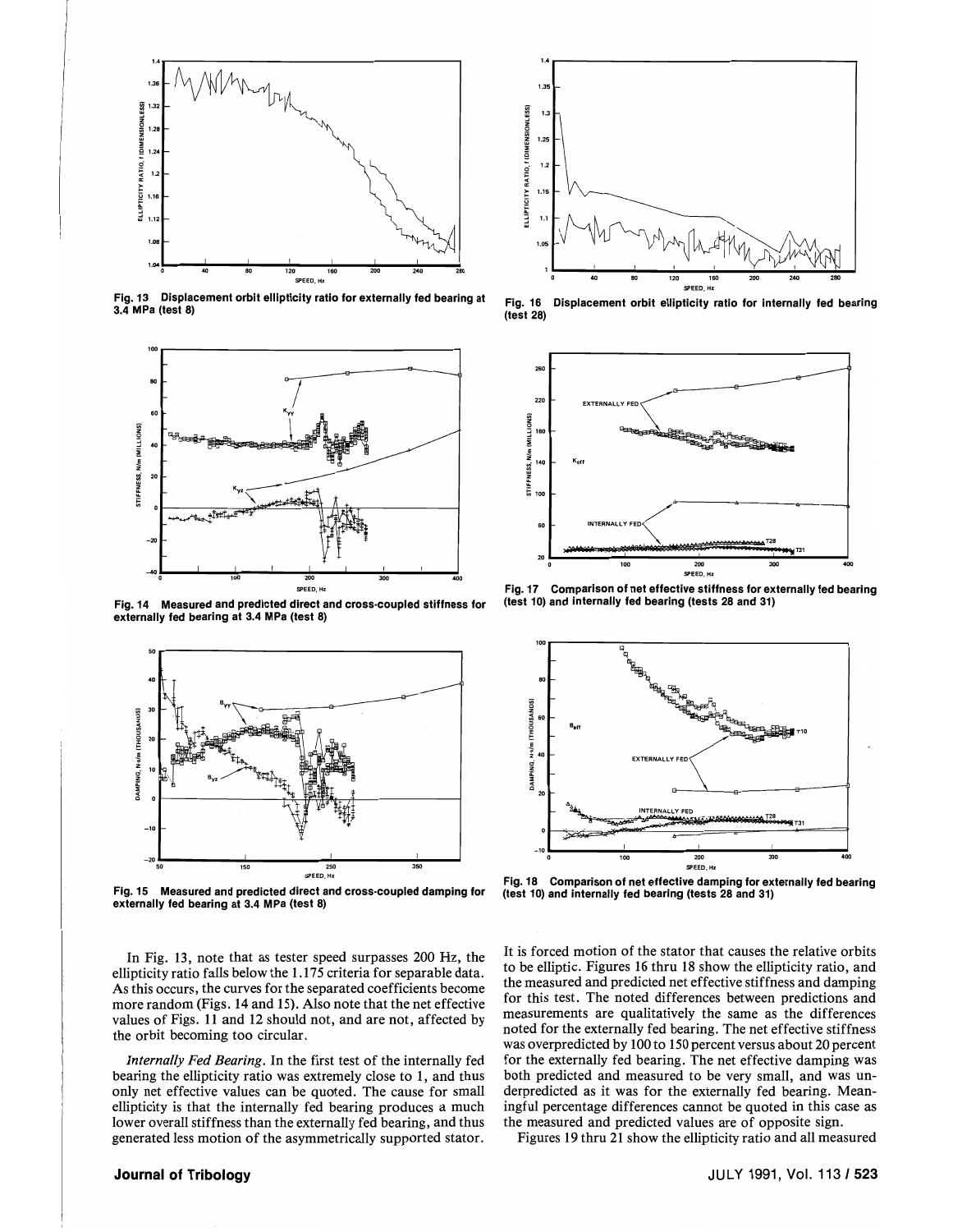1.4
1.36
1.32
1.28
1.24
1.2
1.16
1.12
1.08
1.04
ELLIPTICITY RATIO, f (DIMENSIONLESS)
0 40 80 120 160 200 240 280
SPEED, Hz

Fig. 13 Displacement orbit ellipticity ratio for externally fed bearing at 3.4 MPa (test 8)

1.4
1.35
1.3
1.25
1.2
1.15
1.1
1.05
1
ELLIPTICITY RATIO, f (DIMENSIONLESS)
0 40 80 120 160 200 240 280
SPEED, Hz

Fig. 16 Displacement orbit ellipticity ratio for internally fed bearing (test 28)

100
80
60
40
20
0
−20
−40
STIFFNESS, N/m (MILLIONS)
$K_{yy}$
$K_{yz}$
0 100 200 300 400
SPEED, Hz

Fig. 14 Measured and predicted direct and cross-coupled stiffness for externally fed bearing at 3.4 MPa (test 8)

260
220
180
140
100
60
20
STIFFNESS, N/m (MILLIONS)
EXTERNALLY FED
$K_{eff}$
INTERNALLY FED
T28
T31
0 100 200 300 400
SPEED, Hz

Fig. 17 Comparison of net effective stiffness for externally fed bearing (test 10) and internally fed bearing (tests 28 and 31)

50
40
30
20
10
0
−10
−20
DAMPING, N-s/m (THOUSANDS)
$B_{yy}$
$B_{yz}$
50 150 250 350
SPEED, Hz

Fig. 15 Measured and predicted direct and cross-coupled damping for externally fed bearing at 3.4 MPa (test 8)

100
80
60
40
20
0
−10
DAMPING, N-s/m (THOUSANDS)
$B_{eff}$
T10
EXTERNALLY FED
INTERNALLY FED
T28
T31
0 100 200 300 400
SPEED, Hz

Fig. 18 Comparison of net effective damping for externally fed bearing (test 10) and internally fed bearing (tests 28 and 31)

In Fig. 13, note that as tester speed surpasses 200 Hz, the ellipticity ratio falls below the 1.175 criteria for separable data. As this occurs, the curves for the separated coefficients become more random (Figs. 14 and 15). Also note that the net effective values of Figs. 11 and 12 should not, and are not, affected by the orbit becoming too circular.

*Internally Fed Bearing.* In the first test of the internally fed bearing the ellipticity ratio was extremely close to 1, and thus only net effective values can be quoted. The cause for small ellipticity is that the internally fed bearing produces a much lower overall stiffness than the externally fed bearing, and thus generated less motion of the asymmetrically supported stator. It is forced motion of the stator that causes the relative orbits to be elliptic. Figures 16 thru 18 show the ellipticity ratio, and the measured and predicted net effective stiffness and damping for this test. The noted differences between predictions and measurements are qualitatively the same as the differences noted for the externally fed bearing. The net effective stiffness was overpredicted by 100 to 150 percent versus about 20 percent for the externally fed bearing. The net effective damping was both predicted and measured to be very small, and was underpredicted as it was for the externally fed bearing. Meaningful percentage differences cannot be quoted in this case as the measured and predicted values are of opposite sign.

Figures 19 thru 21 show the ellipticity ratio and all measured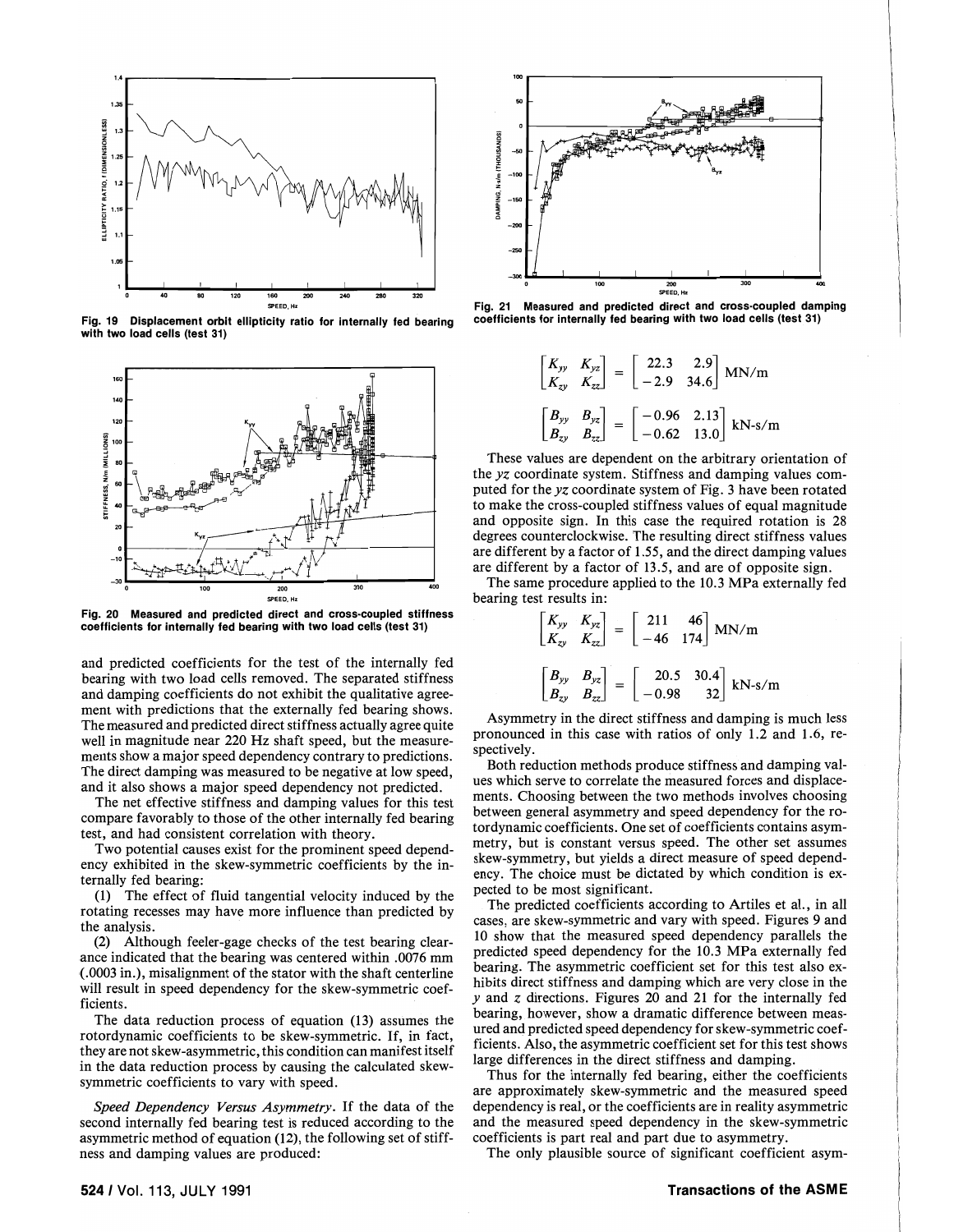1.4
1.35
1.3
1.25
1.2
1.15
1.1
1.05
1
0 40 80 120 160 200 240 280 320
SPEED, Hz
ELLIPTICITY RATIO, f (DIMENSIONLESS)

Fig. 19 Displacement orbit ellipticity ratio for internally fed bearing with two load cells (test 31)

160
140
120
100
80
60
40
20
0
-10
-30
0 100 200 300 400
SPEED, Hz
STIFFNESS, N/m (MILLIONS)
$K_{yy}$
$K_{yz}$

Fig. 20 Measured and predicted direct and cross-coupled stiffness coefficients for internally fed bearing with two load cells (test 31)

and predicted coefficients for the test of the internally fed bearing with two load cells removed. The separated stiffness and damping coefficients do not exhibit the qualitative agreement with predictions that the externally fed bearing shows. The measured and predicted direct stiffness actually agree quite well in magnitude near 220 Hz shaft speed, but the measurements show a major speed dependency contrary to predictions. The direct damping was measured to be negative at low speed, and it also shows a major speed dependency not predicted.

The net effective stiffness and damping values for this test compare favorably to those of the other internally fed bearing test, and had consistent correlation with theory.

Two potential causes exist for the prominent speed dependency exhibited in the skew-symmetric coefficients by the internally fed bearing:

(1) The effect of fluid tangential velocity induced by the rotating recesses may have more influence than predicted by the analysis.

(2) Although feeler-gage checks of the test bearing clearance indicated that the bearing was centered within .0076 mm (.0003 in.), misalignment of the stator with the shaft centerline will result in speed dependency for the skew-symmetric coefficients.

The data reduction process of equation (13) assumes the rotordynamic coefficients to be skew-symmetric. If, in fact, they are not skew-asymmetric, this condition can manifest itself in the data reduction process by causing the calculated skew-symmetric coefficients to vary with speed.

*Speed Dependency Versus Asymmetry.* If the data of the second internally fed bearing test is reduced according to the asymmetric method of equation (12), the following set of stiffness and damping values are produced:

100
50
0
-50
-100
-150
-200
-250
-300
0 100 200 300 400
SPEED, Hz
DAMPING, N-s/m (THOUSANDS)
$B_{yy}$
$B_{yz}$

Fig. 21 Measured and predicted direct and cross-coupled damping coefficients for internally fed bearing with two load cells (test 31)

$$\begin{bmatrix} K_{yy} & K_{yz} \\ K_{zy} & K_{zz} \end{bmatrix} = \begin{bmatrix} 22.3 & 2.9 \\ -2.9 & 34.6 \end{bmatrix} \text{MN/m}$$

$$\begin{bmatrix} B_{yy} & B_{yz} \\ B_{zy} & B_{zz} \end{bmatrix} = \begin{bmatrix} -0.96 & 2.13 \\ -0.62 & 13.0 \end{bmatrix} \text{kN-s/m}$$

These values are dependent on the arbitrary orientation of the $yz$ coordinate system. Stiffness and damping values computed for the $yz$ coordinate system of Fig. 3 have been rotated to make the cross-coupled stiffness values of equal magnitude and opposite sign. In this case the required rotation is 28 degrees counterclockwise. The resulting direct stiffness values are different by a factor of 1.55, and the direct damping values are different by a factor of 13.5, and are of opposite sign.

The same procedure applied to the 10.3 MPa externally fed bearing test results in:

$$\begin{bmatrix} K_{yy} & K_{yz} \\ K_{zy} & K_{zz} \end{bmatrix} = \begin{bmatrix} 211 & 46 \\ -46 & 174 \end{bmatrix} \text{MN/m}$$

$$\begin{bmatrix} B_{yy} & B_{yz} \\ B_{zy} & B_{zz} \end{bmatrix} = \begin{bmatrix} 20.5 & 30.4 \\ -0.98 & 32 \end{bmatrix} \text{kN-s/m}$$

Asymmetry in the direct stiffness and damping is much less pronounced in this case with ratios of only 1.2 and 1.6, respectively.

Both reduction methods produce stiffness and damping values which serve to correlate the measured forces and displacements. Choosing between the two methods involves choosing between general asymmetry and speed dependency for the rotordynamic coefficients. One set of coefficients contains asymmetry, but is constant versus speed. The other set assumes skew-symmetry, but yields a direct measure of speed dependency. The choice must be dictated by which condition is expected to be most significant.

The predicted coefficients according to Artiles et al., in all cases, are skew-symmetric and vary with speed. Figures 9 and 10 show that the measured speed dependency parallels the predicted speed dependency for the 10.3 MPa externally fed bearing. The asymmetric coefficient set for this test also exhibits direct stiffness and damping which are very close in the $y$ and $z$ directions. Figures 20 and 21 for the internally fed bearing, however, show a dramatic difference between measured and predicted speed dependency for skew-symmetric coefficients. Also, the asymmetric coefficient set for this test shows large differences in the direct stiffness and damping.

Thus for the internally fed bearing, either the coefficients are approximately skew-symmetric and the measured speed dependency is real, or the coefficients are in reality asymmetric and the measured speed dependency in the skew-symmetric coefficients is part real and part due to asymmetry.

The only plausible source of significant coefficient asym-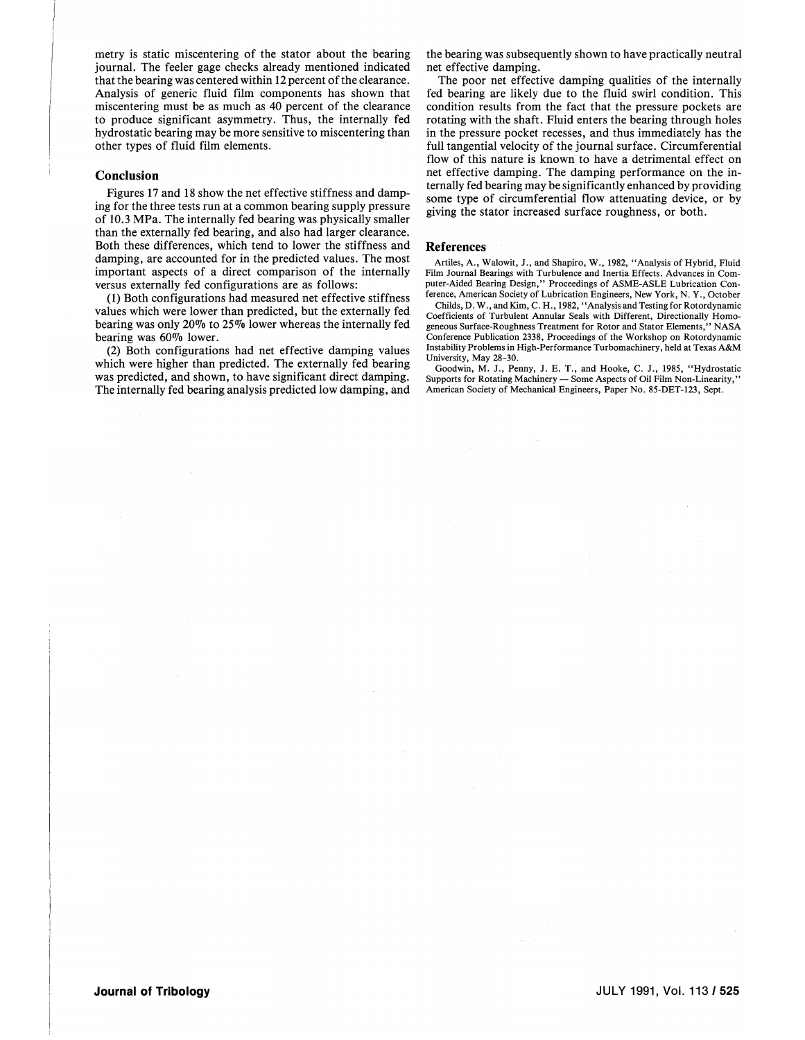metry is static miscentering of the stator about the bearing journal. The feeler gage checks already mentioned indicated that the bearing was centered within 12 percent of the clearance. Analysis of generic fluid film components has shown that miscentering must be as much as 40 percent of the clearance to produce significant asymmetry. Thus, the internally fed hydrostatic bearing may be more sensitive to miscentering than other types of fluid film elements.

## Conclusion

Figures 17 and 18 show the net effective stiffness and damping for the three tests run at a common bearing supply pressure of 10.3 MPa. The internally fed bearing was physically smaller than the externally fed bearing, and also had larger clearance. Both these differences, which tend to lower the stiffness and damping, are accounted for in the predicted values. The most important aspects of a direct comparison of the internally versus externally fed configurations are as follows:

(1) Both configurations had measured net effective stiffness values which were lower than predicted, but the externally fed bearing was only 20% to 25% lower whereas the internally fed bearing was 60% lower.

(2) Both configurations had net effective damping values which were higher than predicted. The externally fed bearing was predicted, and shown, to have significant direct damping. The internally fed bearing analysis predicted low damping, and the bearing was subsequently shown to have practically neutral net effective damping.

The poor net effective damping qualities of the internally fed bearing are likely due to the fluid swirl condition. This condition results from the fact that the pressure pockets are rotating with the shaft. Fluid enters the bearing through holes in the pressure pocket recesses, and thus immediately has the full tangential velocity of the journal surface. Circumferential flow of this nature is known to have a detrimental effect on net effective damping. The damping performance on the internally fed bearing may be significantly enhanced by providing some type of circumferential flow attenuating device, or by giving the stator increased surface roughness, or both.

## References

Artiles, A., Walowit, J., and Shapiro, W., 1982, "Analysis of Hybrid, Fluid Film Journal Bearings with Turbulence and Inertia Effects. Advances in Computer-Aided Bearing Design," Proceedings of ASME-ASLE Lubrication Conference, American Society of Lubrication Engineers, New York, N. Y., October.

Childs, D. W., and Kim, C. H., 1982, "Analysis and Testing for Rotordynamic Coefficients of Turbulent Annular Seals with Different, Directionally Homogeneous Surface-Roughness Treatment for Rotor and Stator Elements," NASA Conference Publication 2338, Proceedings of the Workshop on Rotordynamic Instability Problems in High-Performance Turbomachinery, held at Texas A&M University, May 28–30.

Goodwin, M. J., Penny, J. E. T., and Hooke, C. J., 1985, "Hydrostatic Supports for Rotating Machinery — Some Aspects of Oil Film Non-Linearity," American Society of Mechanical Engineers, Paper No. 85-DET-123, Sept.